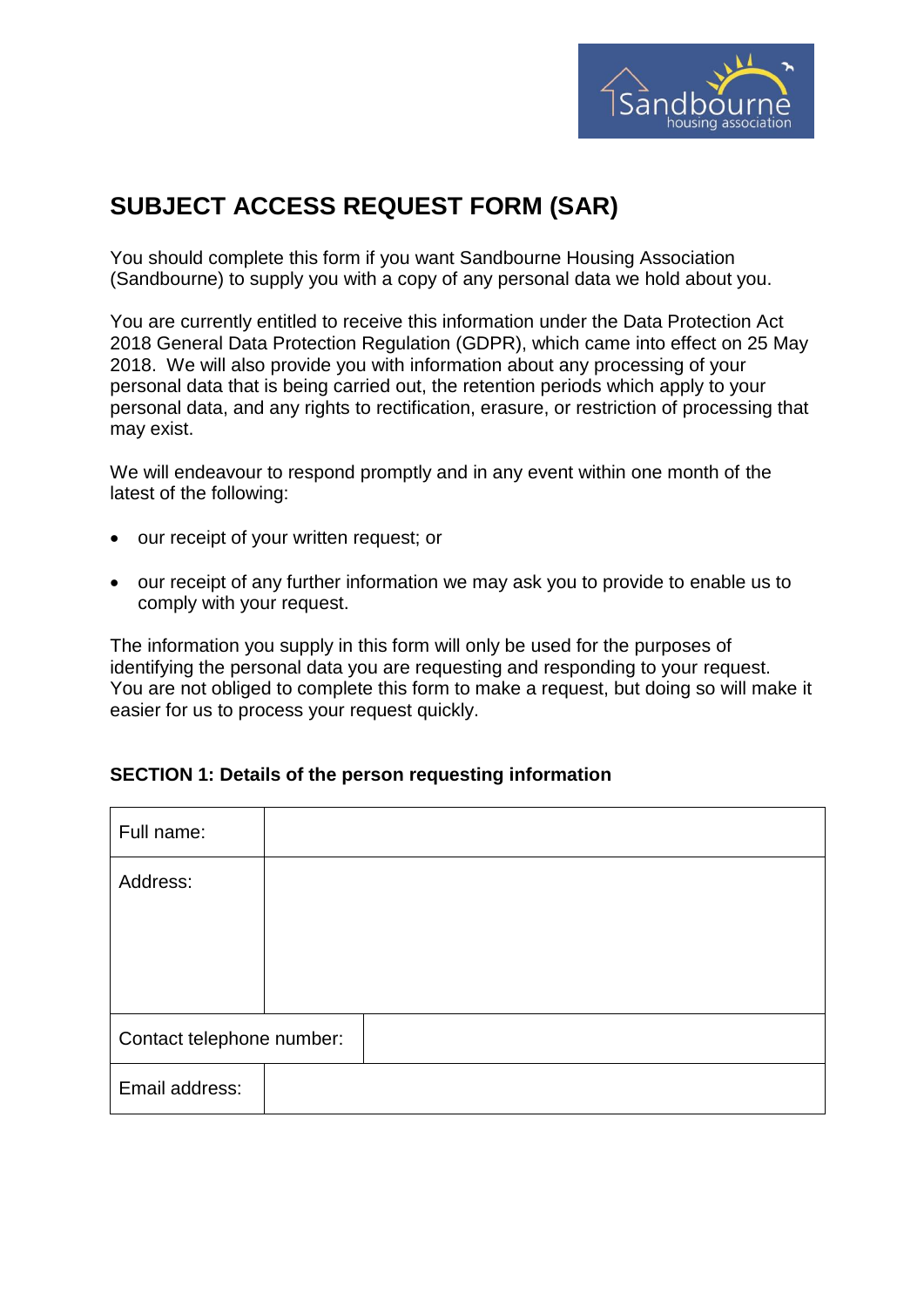# SUBJECT ACCESS REQUEST FORM (SAR)

You should complete this form if you want Sandbourne Housing Association (Sandbourne) to supply you with a copy of any personal data we hold about you.

You are currently entitled to receive this information under the Data Protection Act 2018 General Data Protection Regulation (GDPR), which came into effect on 25 May 2018. We will also provide you with information about any processing of your personal data that is being carried out, the retention periods which apply to your personal data, and any rights to rectification, erasure, or restriction of processing that may exist.

We will endeavour to respond promptly and in any event within one month of the latest of the following:

- our receipt of your written request; or
- our receipt of any further information we may ask you to provide to enable us to comply with your request.

The information you supply in this form will only be used for the purposes of identifying the personal data you are requesting and responding to your request. You are not obliged to complete this form to make a request, but doing so will make it easier for us to process your request quickly.

**SECTION 1: Details of the person requesting information**

| Full name: | |
|---|---|
| Address: | |
| Contact telephone number: | |
| Email address: | |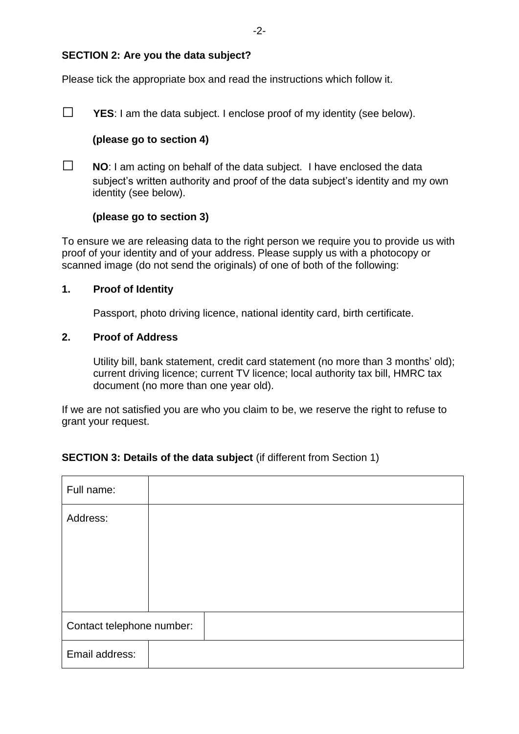## SECTION 2: Are you the data subject?

Please tick the appropriate box and read the instructions which follow it.

☐ **YES**: I am the data subject. I enclose proof of my identity (see below).

**(please go to section 4)**

☐ **NO**: I am acting on behalf of the data subject. I have enclosed the data subject's written authority and proof of the data subject's identity and my own identity (see below).

**(please go to section 3)**

To ensure we are releasing data to the right person we require you to provide us with proof of your identity and of your address. Please supply us with a photocopy or scanned image (do not send the originals) of one of both of the following:

**1. Proof of Identity**

Passport, photo driving licence, national identity card, birth certificate.

**2. Proof of Address**

Utility bill, bank statement, credit card statement (no more than 3 months' old); current driving licence; current TV licence; local authority tax bill, HMRC tax document (no more than one year old).

If we are not satisfied you are who you claim to be, we reserve the right to refuse to grant your request.

## SECTION 3: Details of the data subject (if different from Section 1)

| | |
|---|---|
| Full name: | |
| Address: | |
| Contact telephone number: | |
| Email address: | |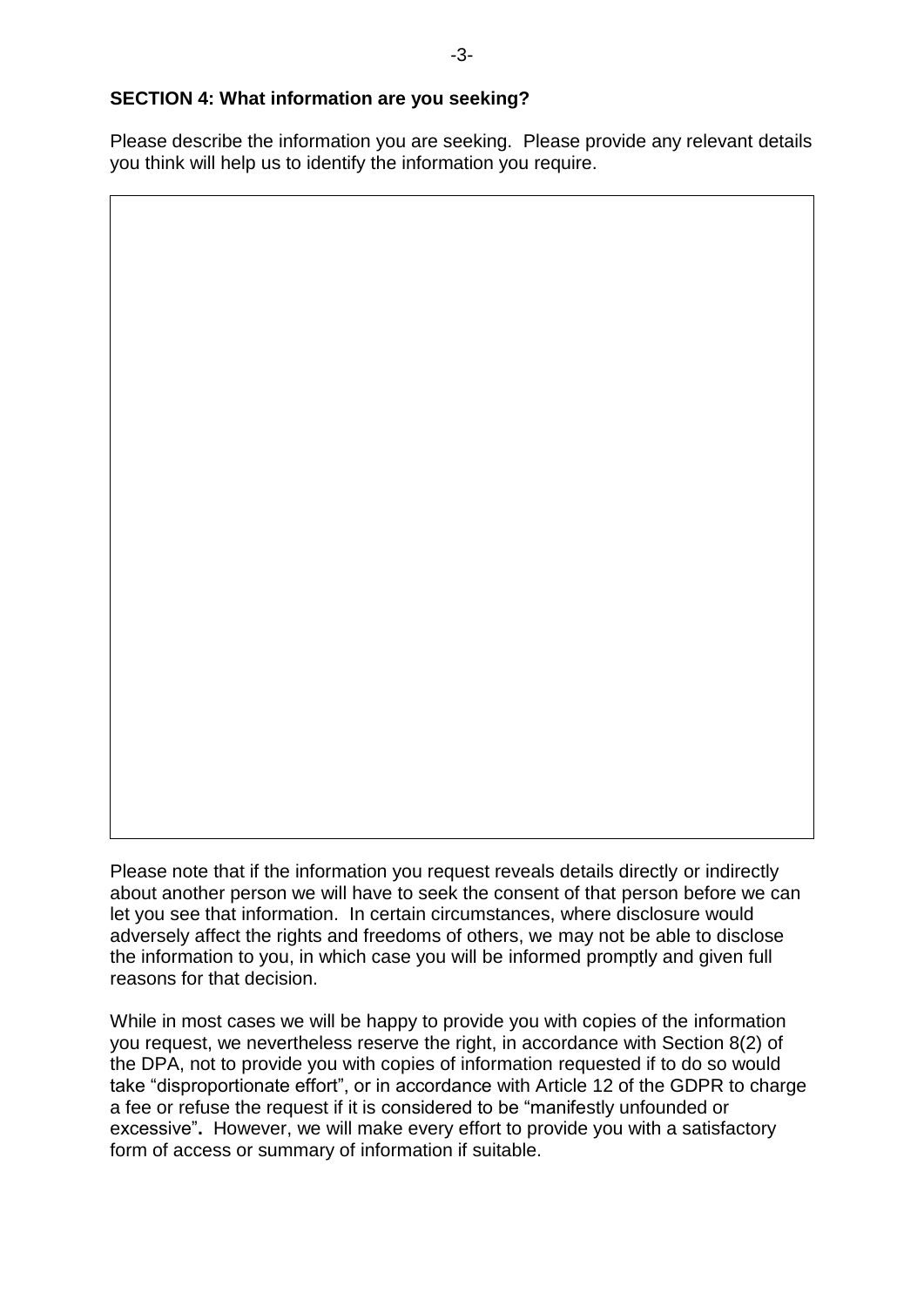**SECTION 4: What information are you seeking?**

Please describe the information you are seeking. Please provide any relevant details you think will help us to identify the information you require.

Please note that if the information you request reveals details directly or indirectly about another person we will have to seek the consent of that person before we can let you see that information. In certain circumstances, where disclosure would adversely affect the rights and freedoms of others, we may not be able to disclose the information to you, in which case you will be informed promptly and given full reasons for that decision.

While in most cases we will be happy to provide you with copies of the information you request, we nevertheless reserve the right, in accordance with Section 8(2) of the DPA, not to provide you with copies of information requested if to do so would take "disproportionate effort", or in accordance with Article 12 of the GDPR to charge a fee or refuse the request if it is considered to be "manifestly unfounded or excessive"**.** However, we will make every effort to provide you with a satisfactory form of access or summary of information if suitable.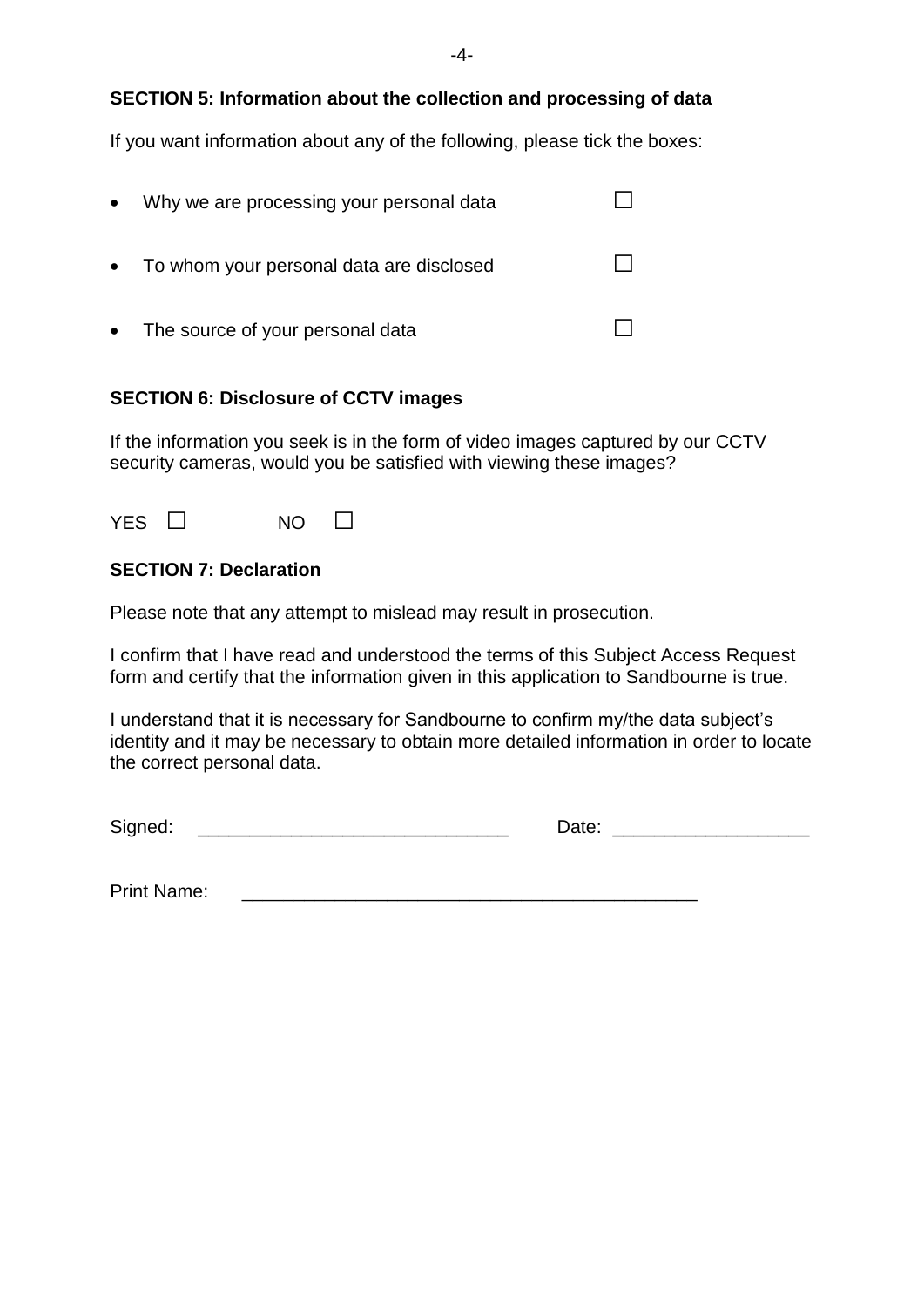## SECTION 5: Information about the collection and processing of data

If you want information about any of the following, please tick the boxes:

- Why we are processing your personal data ☐
- To whom your personal data are disclosed ☐
- The source of your personal data ☐

## SECTION 6: Disclosure of CCTV images

If the information you seek is in the form of video images captured by our CCTV security cameras, would you be satisfied with viewing these images?

YES ☐ NO ☐

## SECTION 7: Declaration

Please note that any attempt to mislead may result in prosecution.

I confirm that I have read and understood the terms of this Subject Access Request form and certify that the information given in this application to Sandbourne is true.

I understand that it is necessary for Sandbourne to confirm my/the data subject's identity and it may be necessary to obtain more detailed information in order to locate the correct personal data.

Signed: ______________________________ Date: ___________________

Print Name: ____________________________________________